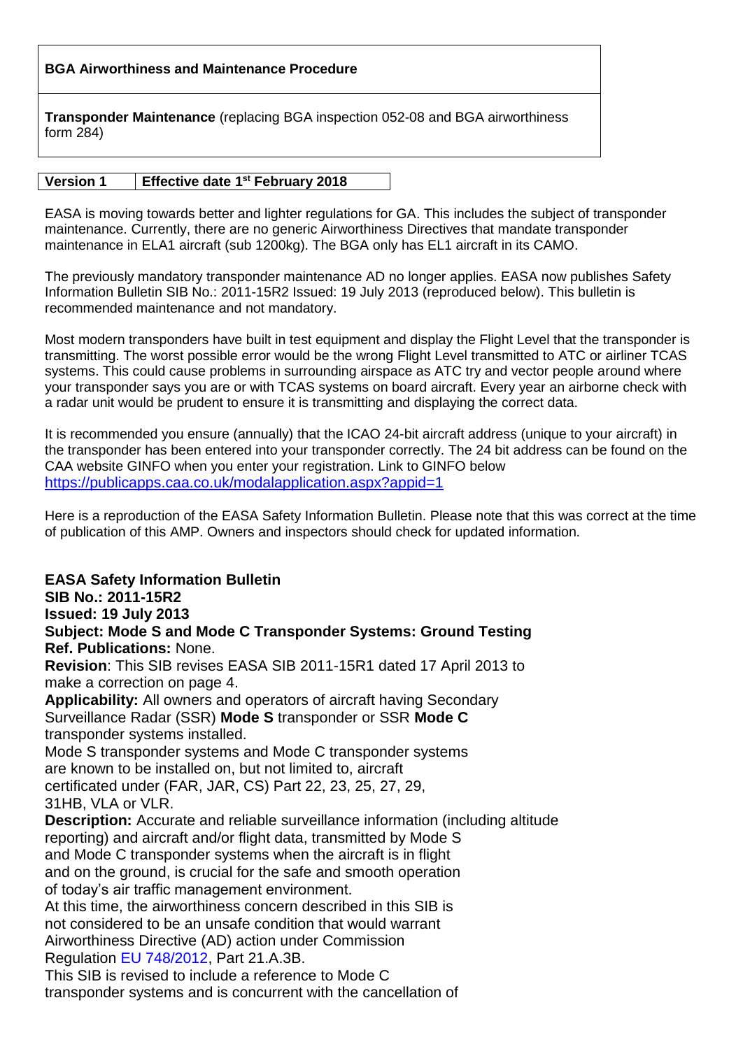**BGA Airworthiness and Maintenance Procedure**

**Transponder Maintenance** (replacing BGA inspection 052-08 and BGA airworthiness form 284)

| **Version 1** | **Effective date 1st February 2018** |
|---|---|

EASA is moving towards better and lighter regulations for GA. This includes the subject of transponder maintenance. Currently, there are no generic Airworthiness Directives that mandate transponder maintenance in ELA1 aircraft (sub 1200kg). The BGA only has EL1 aircraft in its CAMO.

The previously mandatory transponder maintenance AD no longer applies. EASA now publishes Safety Information Bulletin SIB No.: 2011-15R2 Issued: 19 July 2013 (reproduced below). This bulletin is recommended maintenance and not mandatory.

Most modern transponders have built in test equipment and display the Flight Level that the transponder is transmitting. The worst possible error would be the wrong Flight Level transmitted to ATC or airliner TCAS systems. This could cause problems in surrounding airspace as ATC try and vector people around where your transponder says you are or with TCAS systems on board aircraft. Every year an airborne check with a radar unit would be prudent to ensure it is transmitting and displaying the correct data.

It is recommended you ensure (annually) that the ICAO 24-bit aircraft address (unique to your aircraft) in the transponder has been entered into your transponder correctly. The 24 bit address can be found on the CAA website GINFO when you enter your registration. Link to GINFO below
https://publicapps.caa.co.uk/modalapplication.aspx?appid=1

Here is a reproduction of the EASA Safety Information Bulletin. Please note that this was correct at the time of publication of this AMP. Owners and inspectors should check for updated information.

**EASA Safety Information Bulletin**
**SIB No.: 2011-15R2**
**Issued: 19 July 2013**
**Subject: Mode S and Mode C Transponder Systems: Ground Testing**
**Ref. Publications:** None.
**Revision**: This SIB revises EASA SIB 2011-15R1 dated 17 April 2013 to make a correction on page 4.
**Applicability:** All owners and operators of aircraft having Secondary Surveillance Radar (SSR) **Mode S** transponder or SSR **Mode C** transponder systems installed.
Mode S transponder systems and Mode C transponder systems are known to be installed on, but not limited to, aircraft certificated under (FAR, JAR, CS) Part 22, 23, 25, 27, 29, 31HB, VLA or VLR.
**Description:** Accurate and reliable surveillance information (including altitude reporting) and aircraft and/or flight data, transmitted by Mode S and Mode C transponder systems when the aircraft is in flight and on the ground, is crucial for the safe and smooth operation of today's air traffic management environment.
At this time, the airworthiness concern described in this SIB is not considered to be an unsafe condition that would warrant Airworthiness Directive (AD) action under Commission Regulation EU 748/2012, Part 21.A.3B.
This SIB is revised to include a reference to Mode C transponder systems and is concurrent with the cancellation of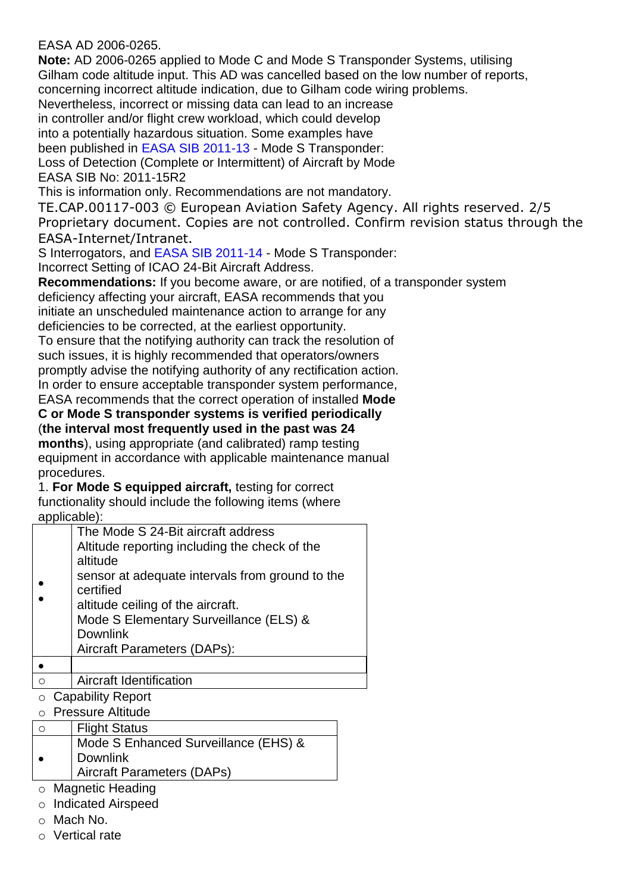EASA AD 2006-0265.

**Note:** AD 2006-0265 applied to Mode C and Mode S Transponder Systems, utilising Gilham code altitude input. This AD was cancelled based on the low number of reports, concerning incorrect altitude indication, due to Gilham code wiring problems.
Nevertheless, incorrect or missing data can lead to an increase in controller and/or flight crew workload, which could develop into a potentially hazardous situation. Some examples have been published in EASA SIB 2011-13 - Mode S Transponder: Loss of Detection (Complete or Intermittent) of Aircraft by Mode

EASA SIB No: 2011-15R2

This is information only. Recommendations are not mandatory.

S Interrogators, and EASA SIB 2011-14 - Mode S Transponder: Incorrect Setting of ICAO 24-Bit Aircraft Address.

**Recommendations:** If you become aware, or are notified, of a transponder system deficiency affecting your aircraft, EASA recommends that you initiate an unscheduled maintenance action to arrange for any deficiencies to be corrected, at the earliest opportunity.
To ensure that the notifying authority can track the resolution of such issues, it is highly recommended that operators/owners promptly advise the notifying authority of any rectification action.
In order to ensure acceptable transponder system performance, EASA recommends that the correct operation of installed **Mode C or Mode S transponder systems is verified periodically** (**the interval most frequently used in the past was 24 months**), using appropriate (and calibrated) ramp testing equipment in accordance with applicable maintenance manual procedures.

1. **For Mode S equipped aircraft,** testing for correct functionality should include the following items (where applicable):

- The Mode S 24-Bit aircraft address
- Altitude reporting including the check of the altitude sensor at adequate intervals from ground to the certified altitude ceiling of the aircraft.
- Mode S Elementary Surveillance (ELS) & Downlink Aircraft Parameters (DAPs):
  - Aircraft Identification
  - Capability Report
  - Pressure Altitude
  - Flight Status
- Mode S Enhanced Surveillance (EHS) & Downlink Aircraft Parameters (DAPs)
  - Magnetic Heading
  - Indicated Airspeed
  - Mach No.
  - Vertical rate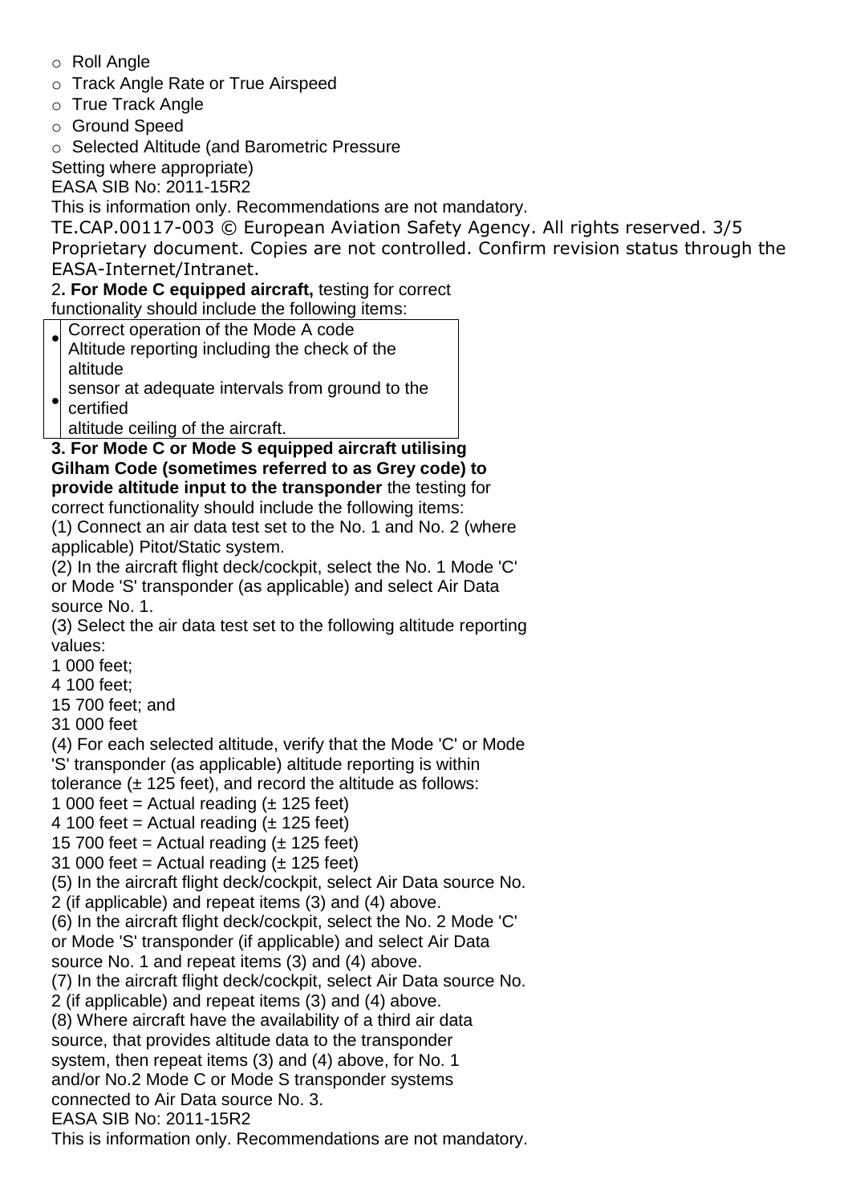- Roll Angle
- Track Angle Rate or True Airspeed
- True Track Angle
- Ground Speed
- Selected Altitude (and Barometric Pressure Setting where appropriate)

2**. For Mode C equipped aircraft,** testing for correct functionality should include the following items:

- Correct operation of the Mode A code
- Altitude reporting including the check of the altitude sensor at adequate intervals from ground to the certified altitude ceiling of the aircraft.

**3. For Mode C or Mode S equipped aircraft utilising Gilham Code (sometimes referred to as Grey code) to provide altitude input to the transponder** the testing for correct functionality should include the following items:

(1) Connect an air data test set to the No. 1 and No. 2 (where applicable) Pitot/Static system.

(2) In the aircraft flight deck/cockpit, select the No. 1 Mode 'C' or Mode 'S' transponder (as applicable) and select Air Data source No. 1.

(3) Select the air data test set to the following altitude reporting values:

1 000 feet;
4 100 feet;
15 700 feet; and
31 000 feet

(4) For each selected altitude, verify that the Mode 'C' or Mode 'S' transponder (as applicable) altitude reporting is within tolerance (± 125 feet), and record the altitude as follows:

1 000 feet = Actual reading (± 125 feet)
4 100 feet = Actual reading (± 125 feet)
15 700 feet = Actual reading (± 125 feet)
31 000 feet = Actual reading (± 125 feet)

(5) In the aircraft flight deck/cockpit, select Air Data source No. 2 (if applicable) and repeat items (3) and (4) above.

(6) In the aircraft flight deck/cockpit, select the No. 2 Mode 'C' or Mode 'S' transponder (if applicable) and select Air Data source No. 1 and repeat items (3) and (4) above.

(7) In the aircraft flight deck/cockpit, select Air Data source No. 2 (if applicable) and repeat items (3) and (4) above.

(8) Where aircraft have the availability of a third air data source, that provides altitude data to the transponder system, then repeat items (3) and (4) above, for No. 1 and/or No.2 Mode C or Mode S transponder systems connected to Air Data source No. 3.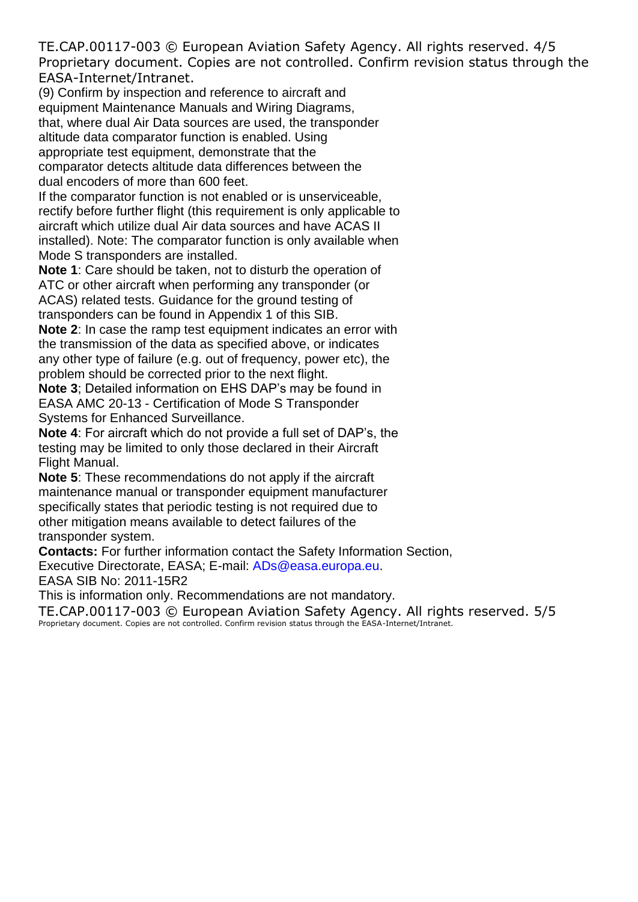(9) Confirm by inspection and reference to aircraft and equipment Maintenance Manuals and Wiring Diagrams, that, where dual Air Data sources are used, the transponder altitude data comparator function is enabled. Using appropriate test equipment, demonstrate that the comparator detects altitude data differences between the dual encoders of more than 600 feet.

If the comparator function is not enabled or is unserviceable, rectify before further flight (this requirement is only applicable to aircraft which utilize dual Air data sources and have ACAS II installed). Note: The comparator function is only available when Mode S transponders are installed.

**Note 1**: Care should be taken, not to disturb the operation of ATC or other aircraft when performing any transponder (or ACAS) related tests. Guidance for the ground testing of transponders can be found in Appendix 1 of this SIB.

**Note 2**: In case the ramp test equipment indicates an error with the transmission of the data as specified above, or indicates any other type of failure (e.g. out of frequency, power etc), the problem should be corrected prior to the next flight.

**Note 3**; Detailed information on EHS DAP's may be found in EASA AMC 20-13 - Certification of Mode S Transponder Systems for Enhanced Surveillance.

**Note 4**: For aircraft which do not provide a full set of DAP's, the testing may be limited to only those declared in their Aircraft Flight Manual.

**Note 5**: These recommendations do not apply if the aircraft maintenance manual or transponder equipment manufacturer specifically states that periodic testing is not required due to other mitigation means available to detect failures of the transponder system.

**Contacts:** For further information contact the Safety Information Section, Executive Directorate, EASA; E-mail: ADs@easa.europa.eu.